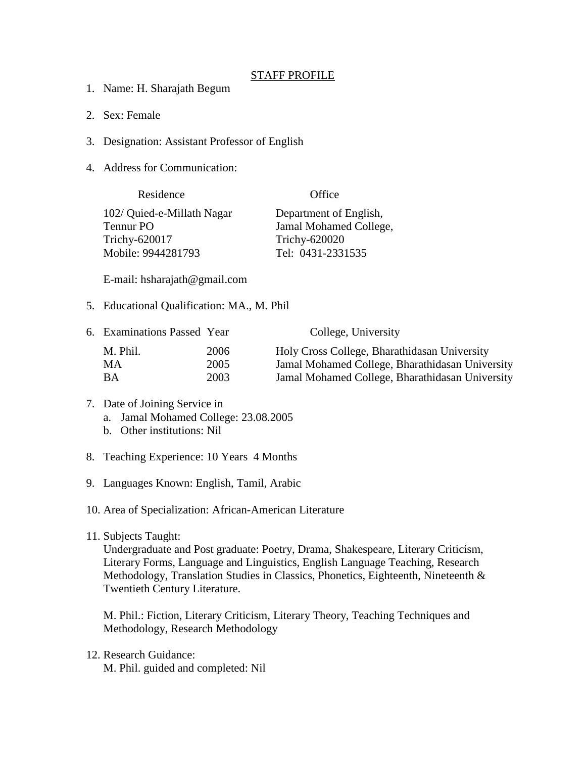# STAFF PROFILE

1. Name: H. Sharajath Begum

2. Sex: Female

3. Designation: Assistant Professor of English

4. Address for Communication:

| Residence | Office |
|---|---|
| 102/ Quied-e-Millath Nagar | Department of English, |
| Tennur PO | Jamal Mohamed College, |
| Trichy-620017 | Trichy-620020 |
| Mobile: 9944281793 | Tel: 0431-2331535 |

   E-mail: hsharajath@gmail.com

5. Educational Qualification: MA., M. Phil

6. Examinations Passed

| Examinations Passed | Year | College, University |
|---|---|---|
| M. Phil. | 2006 | Holy Cross College, Bharathidasan University |
| MA | 2005 | Jamal Mohamed College, Bharathidasan University |
| BA | 2003 | Jamal Mohamed College, Bharathidasan University |

7. Date of Joining Service in
   a. Jamal Mohamed College: 23.08.2005
   b. Other institutions: Nil

8. Teaching Experience: 10 Years 4 Months

9. Languages Known: English, Tamil, Arabic

10. Area of Specialization: African-American Literature

11. Subjects Taught:

    Undergraduate and Post graduate: Poetry, Drama, Shakespeare, Literary Criticism, Literary Forms, Language and Linguistics, English Language Teaching, Research Methodology, Translation Studies in Classics, Phonetics, Eighteenth, Nineteenth & Twentieth Century Literature.

    M. Phil.: Fiction, Literary Criticism, Literary Theory, Teaching Techniques and Methodology, Research Methodology

12. Research Guidance:

    M. Phil. guided and completed: Nil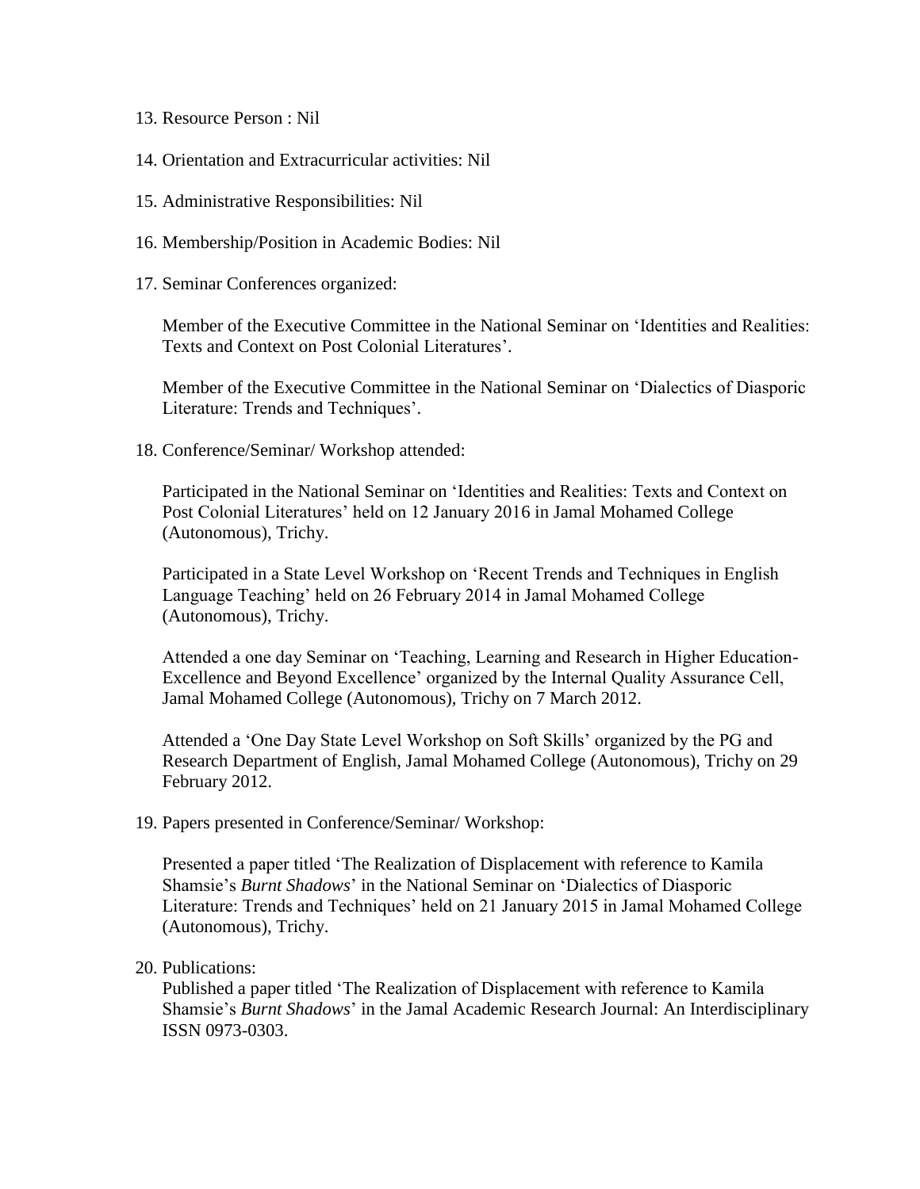13. Resource Person : Nil

14. Orientation and Extracurricular activities: Nil

15. Administrative Responsibilities: Nil

16. Membership/Position in Academic Bodies: Nil

17. Seminar Conferences organized:

    Member of the Executive Committee in the National Seminar on 'Identities and Realities: Texts and Context on Post Colonial Literatures'.

    Member of the Executive Committee in the National Seminar on 'Dialectics of Diasporic Literature: Trends and Techniques'.

18. Conference/Seminar/ Workshop attended:

    Participated in the National Seminar on 'Identities and Realities: Texts and Context on Post Colonial Literatures' held on 12 January 2016 in Jamal Mohamed College (Autonomous), Trichy.

    Participated in a State Level Workshop on 'Recent Trends and Techniques in English Language Teaching' held on 26 February 2014 in Jamal Mohamed College (Autonomous), Trichy.

    Attended a one day Seminar on 'Teaching, Learning and Research in Higher Education-Excellence and Beyond Excellence' organized by the Internal Quality Assurance Cell, Jamal Mohamed College (Autonomous), Trichy on 7 March 2012.

    Attended a 'One Day State Level Workshop on Soft Skills' organized by the PG and Research Department of English, Jamal Mohamed College (Autonomous), Trichy on 29 February 2012.

19. Papers presented in Conference/Seminar/ Workshop:

    Presented a paper titled 'The Realization of Displacement with reference to Kamila Shamsie's *Burnt Shadows*' in the National Seminar on 'Dialectics of Diasporic Literature: Trends and Techniques' held on 21 January 2015 in Jamal Mohamed College (Autonomous), Trichy.

20. Publications:

    Published a paper titled 'The Realization of Displacement with reference to Kamila Shamsie's *Burnt Shadows*' in the Jamal Academic Research Journal: An Interdisciplinary ISSN 0973-0303.